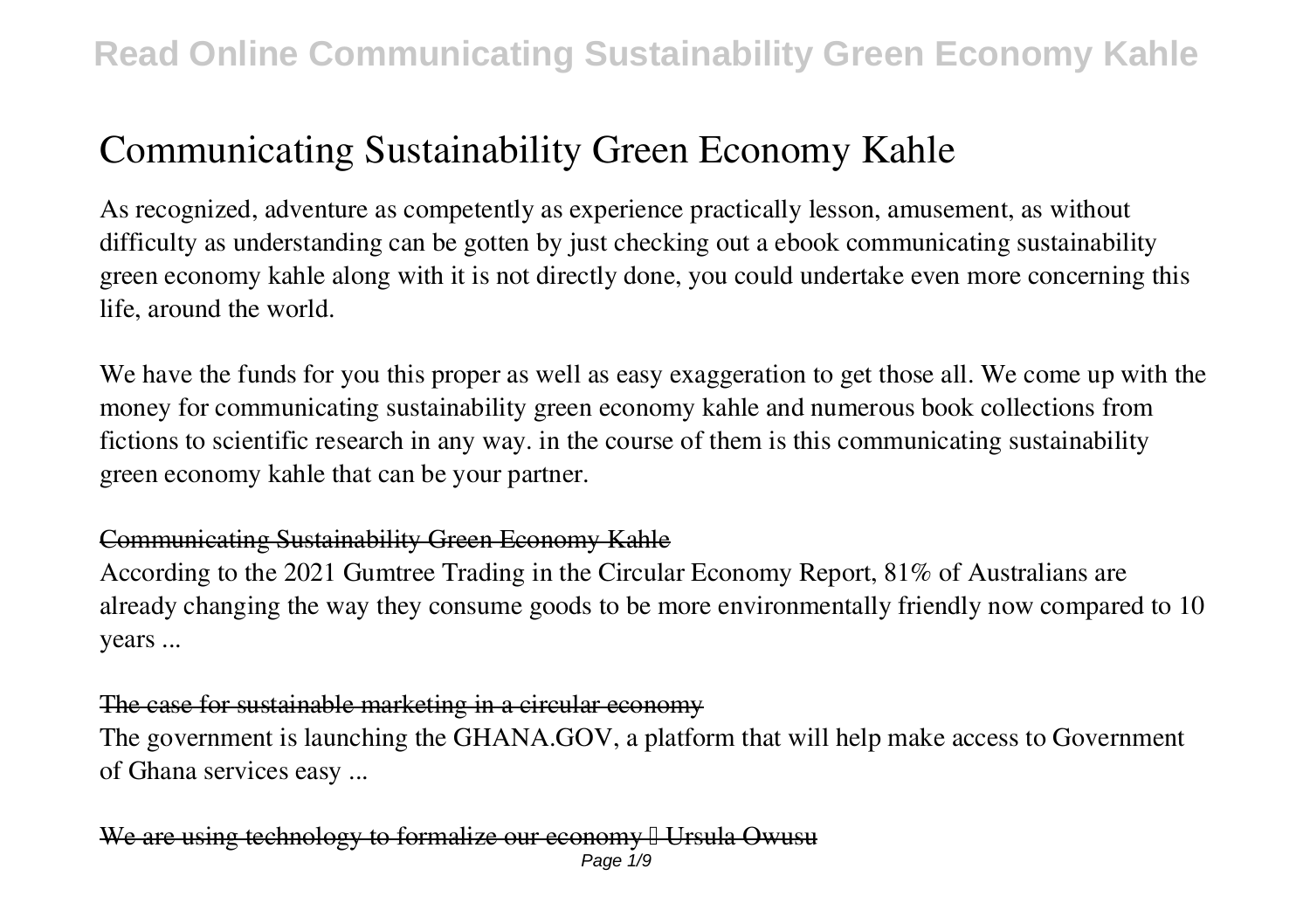# Communicating Sustainability Green Economy Kahle

As recognized, adventure as competently as experience practically lesson, amusement, as without difficulty as understanding can be gotten by just checking out a ebook communicating sustainability green economy kahle along with it is not directly done, you could undertake even more concerning this life, around the world.

We have the funds for you this proper as well as easy exaggeration to get those all. We come up with the money for communicating sustainability green economy kahle and numerous book collections from fictions to scientific research in any way. in the course of them is this communicating sustainability green economy kahle that can be your partner.

## ~~Communicating Sustainability Green Economy Kahle~~

According to the 2021 Gumtree Trading in the Circular Economy Report, 81% of Australians are already changing the way they consume goods to be more environmentally friendly now compared to 10 years ...

## ~~The case for sustainable marketing in a circular economy~~

The government is launching the GHANA.GOV, a platform that will help make access to Government of Ghana services easy ...

## ~~We are using technology to formalize our economy – Ursula Owusu~~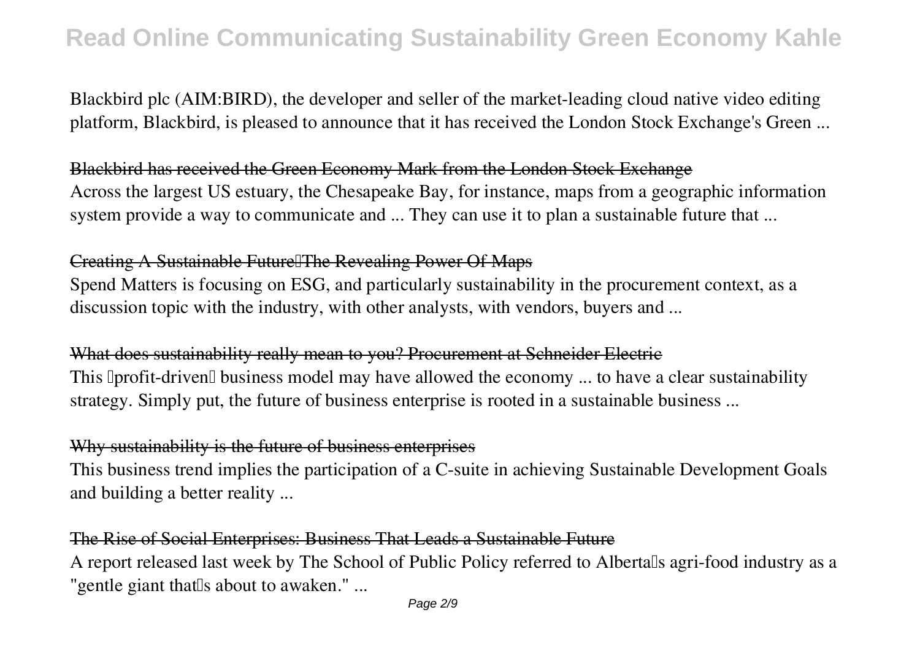Blackbird plc (AIM:BIRD), the developer and seller of the market-leading cloud native video editing platform, Blackbird, is pleased to announce that it has received the London Stock Exchange's Green ...

## Blackbird has received the Green Economy Mark from the London Stock Exchange

Across the largest US estuary, the Chesapeake Bay, for instance, maps from a geographic information system provide a way to communicate and ... They can use it to plan a sustainable future that ...

## Creating A Sustainable Future—The Revealing Power Of Maps

Spend Matters is focusing on ESG, and particularly sustainability in the procurement context, as a discussion topic with the industry, with other analysts, with vendors, buyers and ...

## What does sustainability really mean to you? Procurement at Schneider Electric

This "profit-driven" business model may have allowed the economy ... to have a clear sustainability strategy. Simply put, the future of business enterprise is rooted in a sustainable business ...

## Why sustainability is the future of business enterprises

This business trend implies the participation of a C-suite in achieving Sustainable Development Goals and building a better reality ...

## The Rise of Social Enterprises: Business That Leads a Sustainable Future

A report released last week by The School of Public Policy referred to Alberta's agri-food industry as a "gentle giant that's about to awaken." ...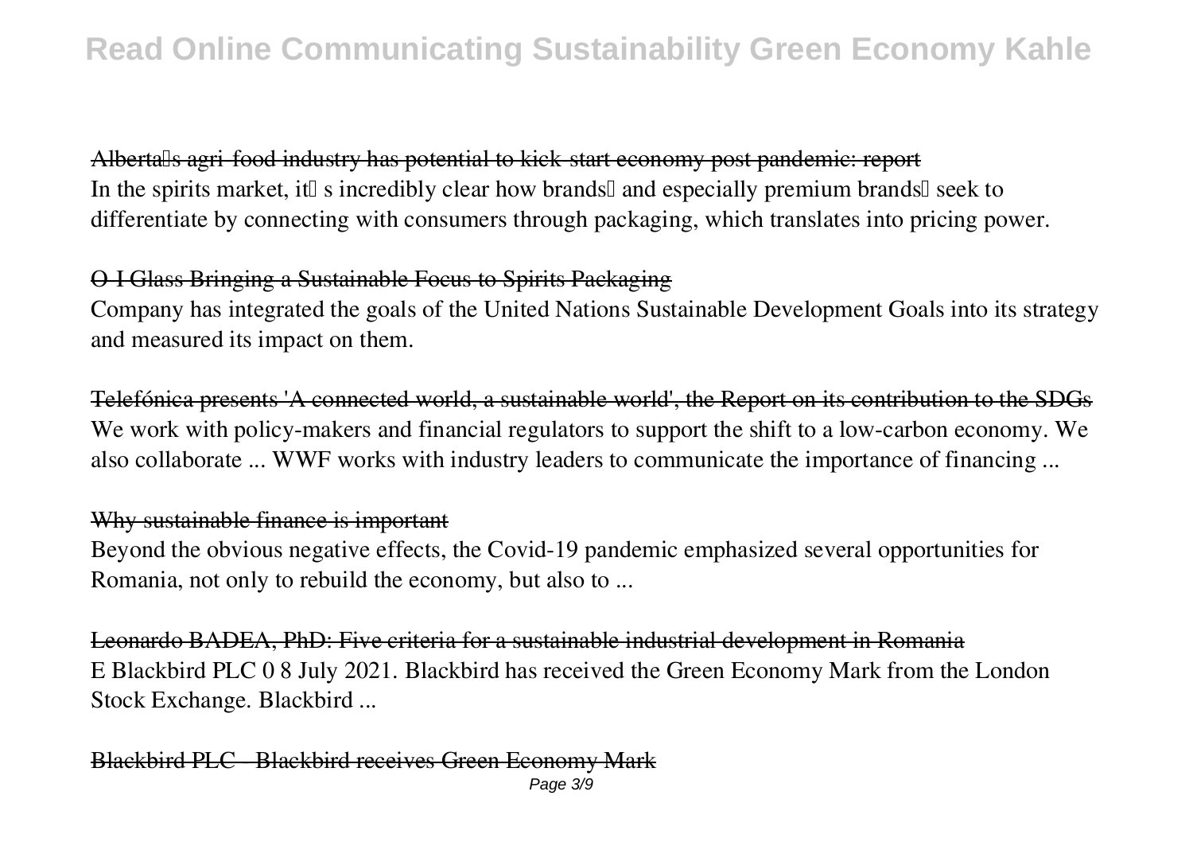## Alberta's agri-food industry has potential to kick-start economy post pandemic: report

In the spirits market, it's incredibly clear how brands and especially premium brands seek to differentiate by connecting with consumers through packaging, which translates into pricing power.

## O-I Glass Bringing a Sustainable Focus to Spirits Packaging

Company has integrated the goals of the United Nations Sustainable Development Goals into its strategy and measured its impact on them.

## Telefónica presents 'A connected world, a sustainable world', the Report on its contribution to the SDGs

We work with policy-makers and financial regulators to support the shift to a low-carbon economy. We also collaborate ... WWF works with industry leaders to communicate the importance of financing ...

## Why sustainable finance is important

Beyond the obvious negative effects, the Covid-19 pandemic emphasized several opportunities for Romania, not only to rebuild the economy, but also to ...

## Leonardo BADEA, PhD: Five criteria for a sustainable industrial development in Romania

E Blackbird PLC 0 8 July 2021. Blackbird has received the Green Economy Mark from the London Stock Exchange. Blackbird ...

## Blackbird PLC - Blackbird receives Green Economy Mark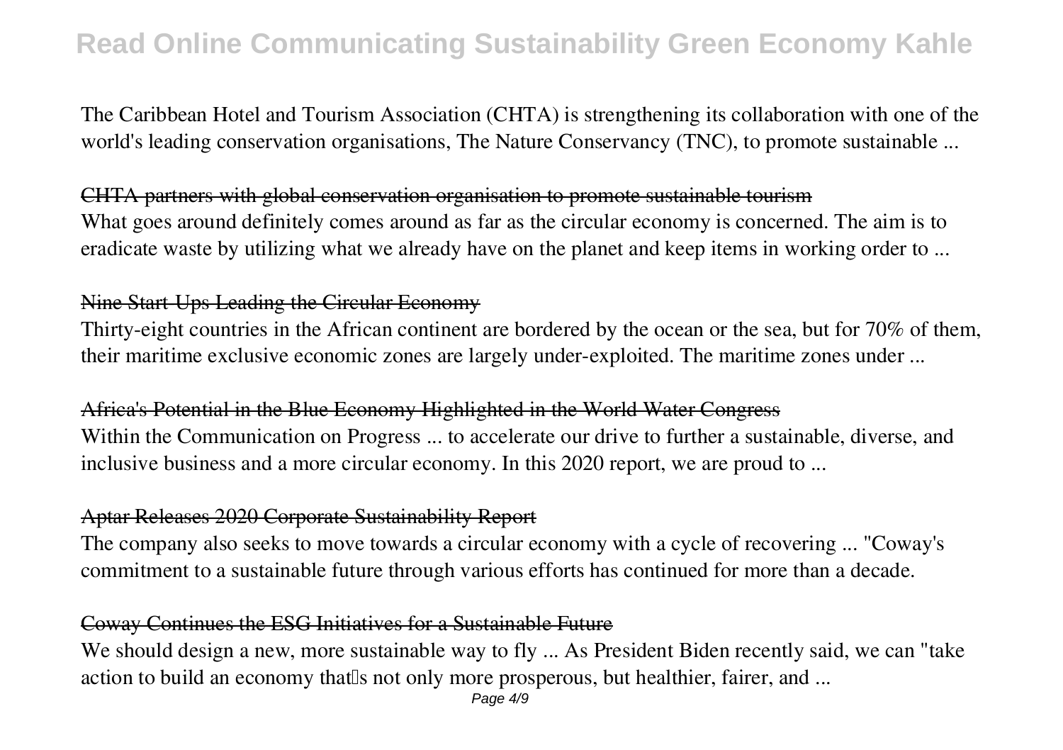The Caribbean Hotel and Tourism Association (CHTA) is strengthening its collaboration with one of the world's leading conservation organisations, The Nature Conservancy (TNC), to promote sustainable ...

## CHTA partners with global conservation organisation to promote sustainable tourism

What goes around definitely comes around as far as the circular economy is concerned. The aim is to eradicate waste by utilizing what we already have on the planet and keep items in working order to ...

## Nine Start-Ups Leading the Circular Economy

Thirty-eight countries in the African continent are bordered by the ocean or the sea, but for 70% of them, their maritime exclusive economic zones are largely under-exploited. The maritime zones under ...

## Africa's Potential in the Blue Economy Highlighted in the World Water Congress

Within the Communication on Progress ... to accelerate our drive to further a sustainable, diverse, and inclusive business and a more circular economy. In this 2020 report, we are proud to ...

## Aptar Releases 2020 Corporate Sustainability Report

The company also seeks to move towards a circular economy with a cycle of recovering ... "Coway's commitment to a sustainable future through various efforts has continued for more than a decade.

## Coway Continues the ESG Initiatives for a Sustainable Future

We should design a new, more sustainable way to fly ... As President Biden recently said, we can "take action to build an economy that's not only more prosperous, but healthier, fairer, and ...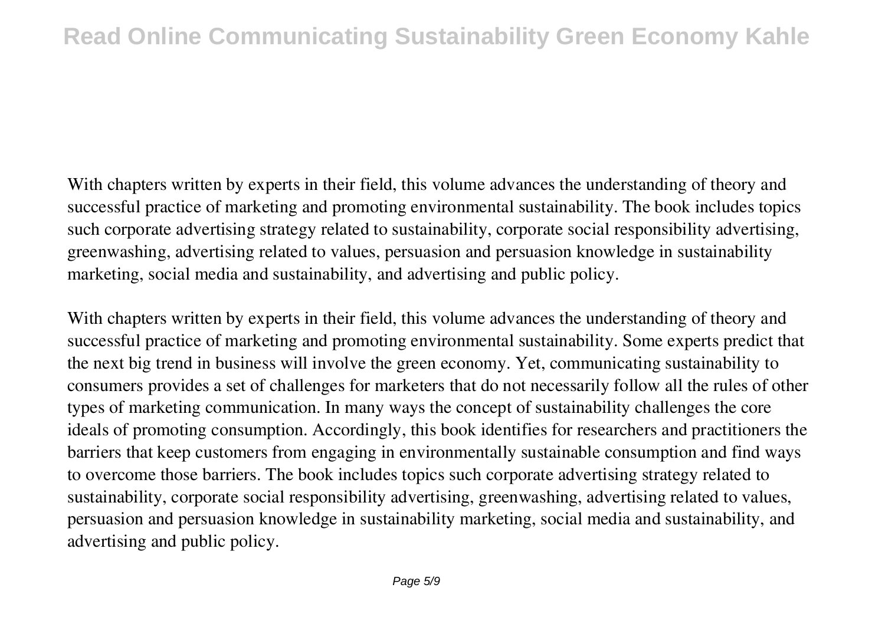With chapters written by experts in their field, this volume advances the understanding of theory and successful practice of marketing and promoting environmental sustainability. The book includes topics such corporate advertising strategy related to sustainability, corporate social responsibility advertising, greenwashing, advertising related to values, persuasion and persuasion knowledge in sustainability marketing, social media and sustainability, and advertising and public policy.

With chapters written by experts in their field, this volume advances the understanding of theory and successful practice of marketing and promoting environmental sustainability. Some experts predict that the next big trend in business will involve the green economy. Yet, communicating sustainability to consumers provides a set of challenges for marketers that do not necessarily follow all the rules of other types of marketing communication. In many ways the concept of sustainability challenges the core ideals of promoting consumption. Accordingly, this book identifies for researchers and practitioners the barriers that keep customers from engaging in environmentally sustainable consumption and find ways to overcome those barriers. The book includes topics such corporate advertising strategy related to sustainability, corporate social responsibility advertising, greenwashing, advertising related to values, persuasion and persuasion knowledge in sustainability marketing, social media and sustainability, and advertising and public policy.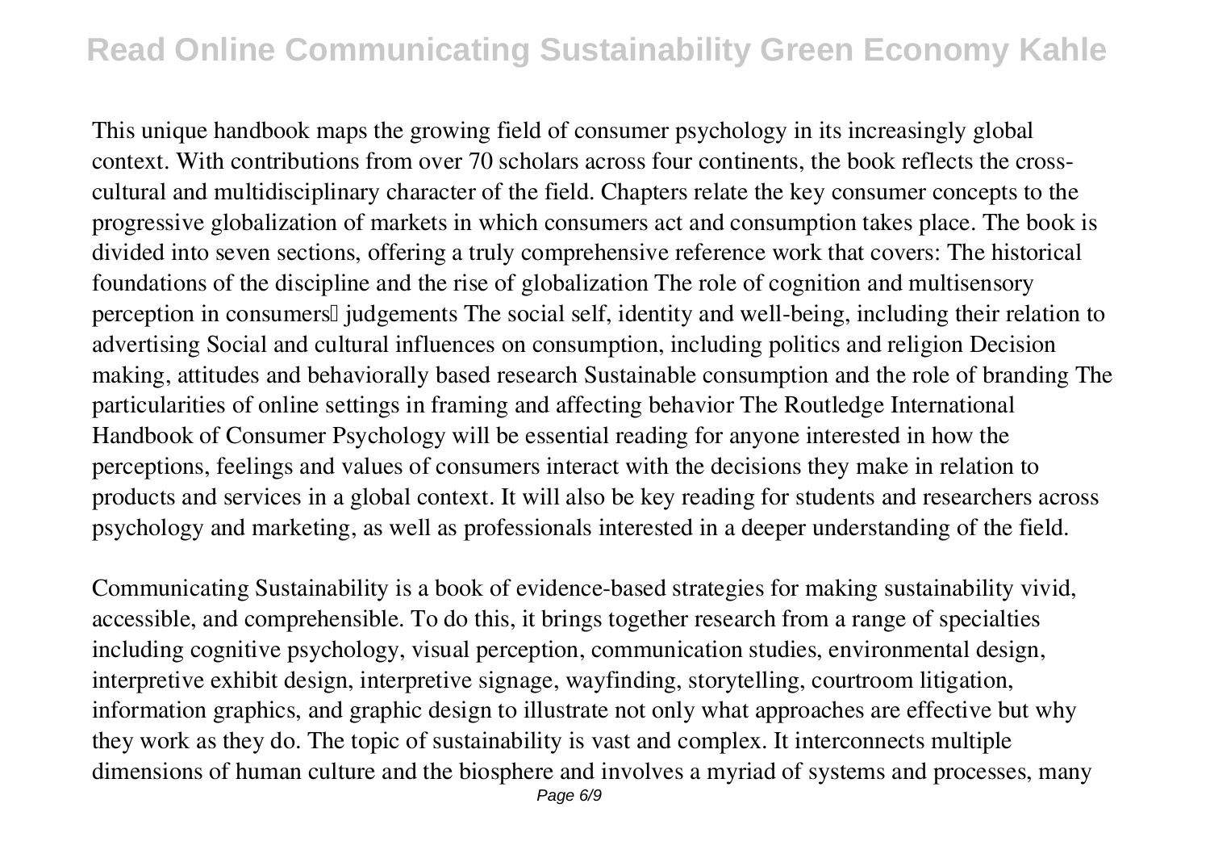This unique handbook maps the growing field of consumer psychology in its increasingly global context. With contributions from over 70 scholars across four continents, the book reflects the cross-cultural and multidisciplinary character of the field. Chapters relate the key consumer concepts to the progressive globalization of markets in which consumers act and consumption takes place. The book is divided into seven sections, offering a truly comprehensive reference work that covers: The historical foundations of the discipline and the rise of globalization The role of cognition and multisensory perception in consumers' judgements The social self, identity and well-being, including their relation to advertising Social and cultural influences on consumption, including politics and religion Decision making, attitudes and behaviorally based research Sustainable consumption and the role of branding The particularities of online settings in framing and affecting behavior The Routledge International Handbook of Consumer Psychology will be essential reading for anyone interested in how the perceptions, feelings and values of consumers interact with the decisions they make in relation to products and services in a global context. It will also be key reading for students and researchers across psychology and marketing, as well as professionals interested in a deeper understanding of the field.

Communicating Sustainability is a book of evidence-based strategies for making sustainability vivid, accessible, and comprehensible. To do this, it brings together research from a range of specialties including cognitive psychology, visual perception, communication studies, environmental design, interpretive exhibit design, interpretive signage, wayfinding, storytelling, courtroom litigation, information graphics, and graphic design to illustrate not only what approaches are effective but why they work as they do. The topic of sustainability is vast and complex. It interconnects multiple dimensions of human culture and the biosphere and involves a myriad of systems and processes, many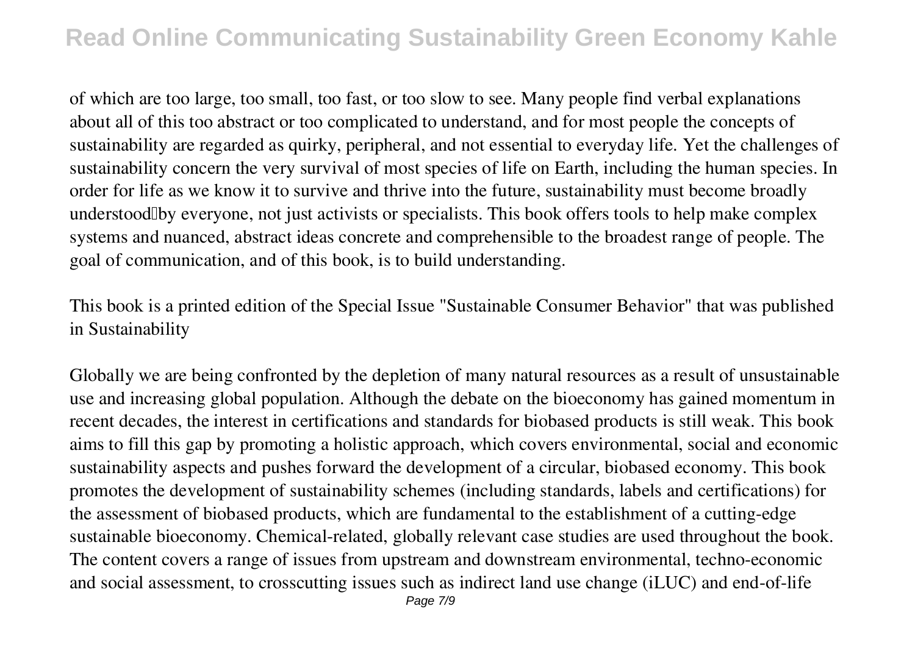of which are too large, too small, too fast, or too slow to see. Many people find verbal explanations about all of this too abstract or too complicated to understand, and for most people the concepts of sustainability are regarded as quirky, peripheral, and not essential to everyday life. Yet the challenges of sustainability concern the very survival of most species of life on Earth, including the human species. In order for life as we know it to survive and thrive into the future, sustainability must become broadly understood—by everyone, not just activists or specialists. This book offers tools to help make complex systems and nuanced, abstract ideas concrete and comprehensible to the broadest range of people. The goal of communication, and of this book, is to build understanding.

This book is a printed edition of the Special Issue "Sustainable Consumer Behavior" that was published in Sustainability

Globally we are being confronted by the depletion of many natural resources as a result of unsustainable use and increasing global population. Although the debate on the bioeconomy has gained momentum in recent decades, the interest in certifications and standards for biobased products is still weak. This book aims to fill this gap by promoting a holistic approach, which covers environmental, social and economic sustainability aspects and pushes forward the development of a circular, biobased economy. This book promotes the development of sustainability schemes (including standards, labels and certifications) for the assessment of biobased products, which are fundamental to the establishment of a cutting-edge sustainable bioeconomy. Chemical-related, globally relevant case studies are used throughout the book. The content covers a range of issues from upstream and downstream environmental, techno-economic and social assessment, to crosscutting issues such as indirect land use change (iLUC) and end-of-life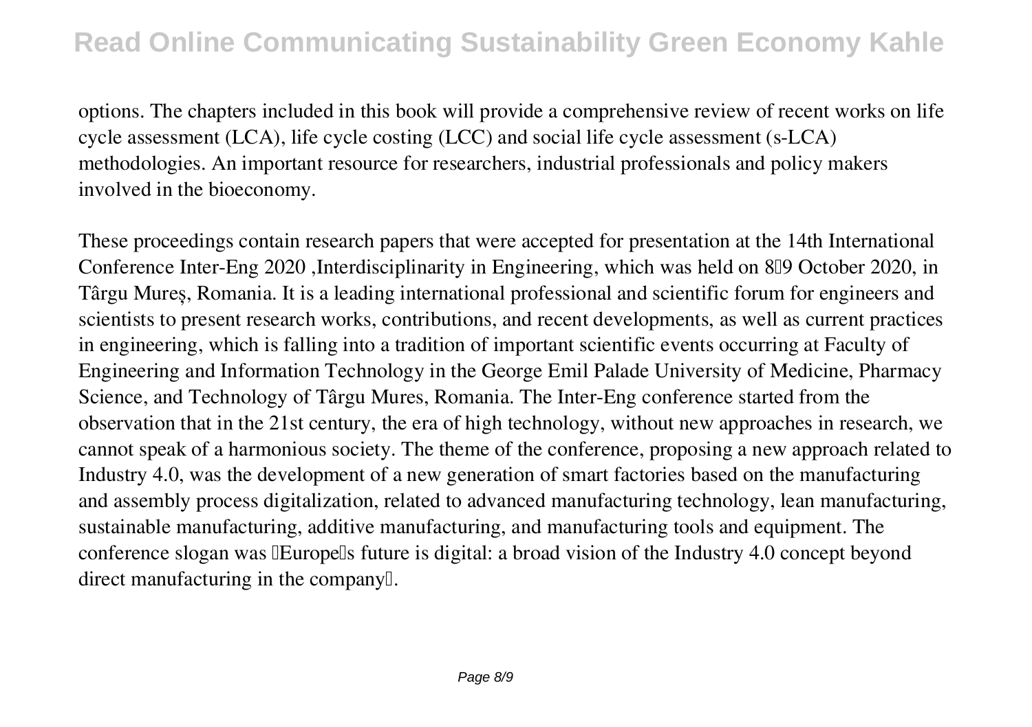options. The chapters included in this book will provide a comprehensive review of recent works on life cycle assessment (LCA), life cycle costing (LCC) and social life cycle assessment (s-LCA) methodologies. An important resource for researchers, industrial professionals and policy makers involved in the bioeconomy.

These proceedings contain research papers that were accepted for presentation at the 14th International Conference Inter-Eng 2020 ,Interdisciplinarity in Engineering, which was held on 8–9 October 2020, in Târgu Mureș, Romania. It is a leading international professional and scientific forum for engineers and scientists to present research works, contributions, and recent developments, as well as current practices in engineering, which is falling into a tradition of important scientific events occurring at Faculty of Engineering and Information Technology in the George Emil Palade University of Medicine, Pharmacy Science, and Technology of Târgu Mures, Romania. The Inter-Eng conference started from the observation that in the 21st century, the era of high technology, without new approaches in research, we cannot speak of a harmonious society. The theme of the conference, proposing a new approach related to Industry 4.0, was the development of a new generation of smart factories based on the manufacturing and assembly process digitalization, related to advanced manufacturing technology, lean manufacturing, sustainable manufacturing, additive manufacturing, and manufacturing tools and equipment. The conference slogan was "Europe's future is digital: a broad vision of the Industry 4.0 concept beyond direct manufacturing in the company".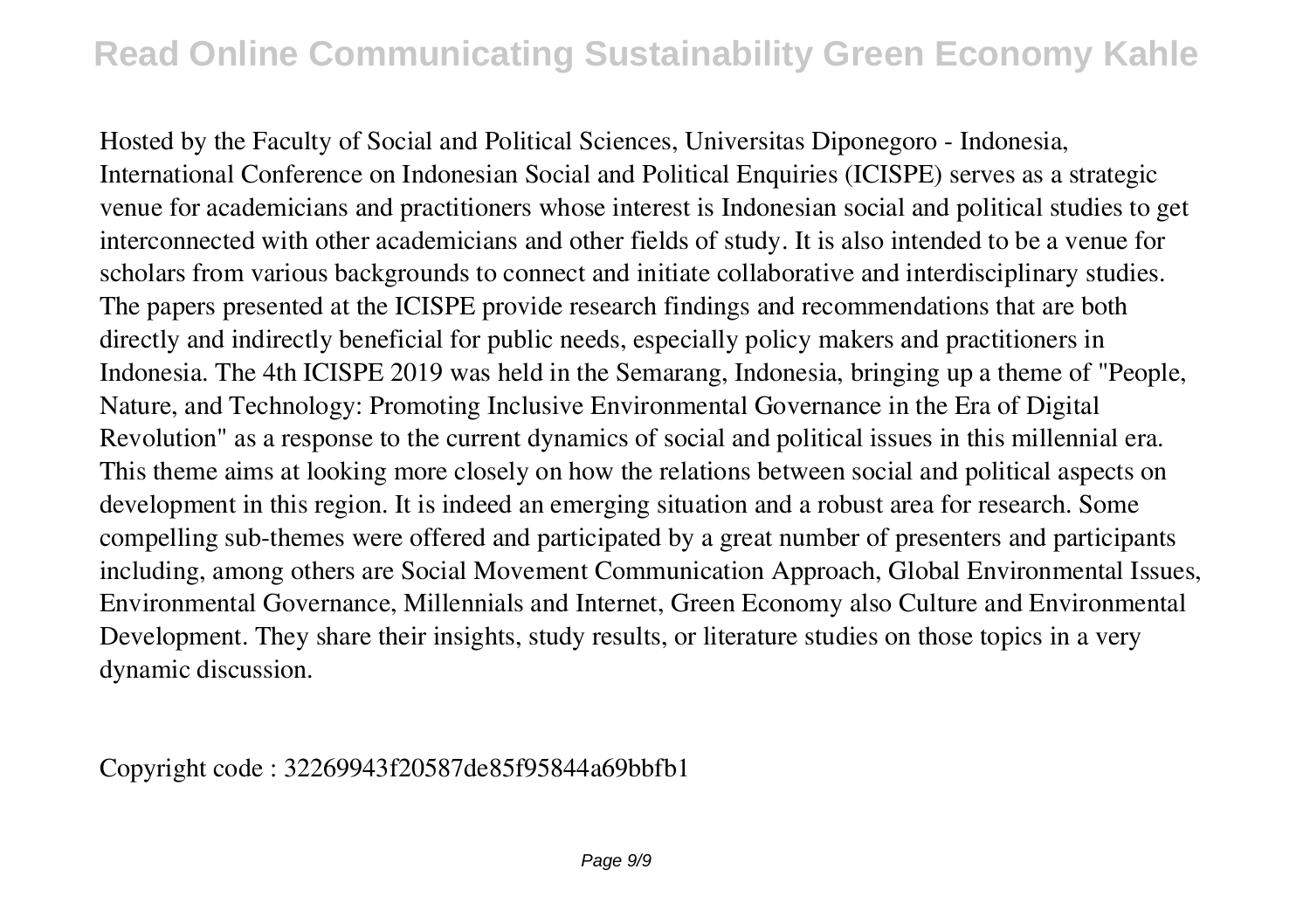Hosted by the Faculty of Social and Political Sciences, Universitas Diponegoro - Indonesia, International Conference on Indonesian Social and Political Enquiries (ICISPE) serves as a strategic venue for academicians and practitioners whose interest is Indonesian social and political studies to get interconnected with other academicians and other fields of study. It is also intended to be a venue for scholars from various backgrounds to connect and initiate collaborative and interdisciplinary studies. The papers presented at the ICISPE provide research findings and recommendations that are both directly and indirectly beneficial for public needs, especially policy makers and practitioners in Indonesia. The 4th ICISPE 2019 was held in the Semarang, Indonesia, bringing up a theme of "People, Nature, and Technology: Promoting Inclusive Environmental Governance in the Era of Digital Revolution" as a response to the current dynamics of social and political issues in this millennial era. This theme aims at looking more closely on how the relations between social and political aspects on development in this region. It is indeed an emerging situation and a robust area for research. Some compelling sub-themes were offered and participated by a great number of presenters and participants including, among others are Social Movement Communication Approach, Global Environmental Issues, Environmental Governance, Millennials and Internet, Green Economy also Culture and Environmental Development. They share their insights, study results, or literature studies on those topics in a very dynamic discussion.

Copyright code : 32269943f20587de85f95844a69bbfb1